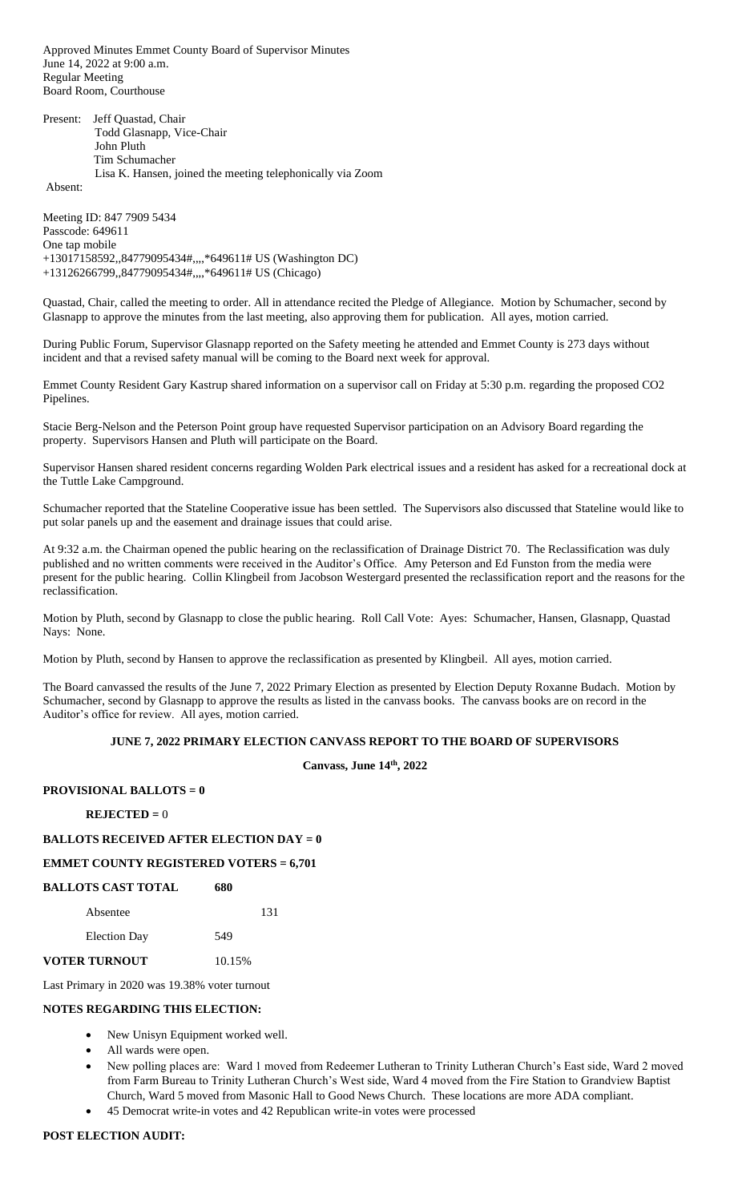Approved Minutes Emmet County Board of Supervisor Minutes
June 14, 2022 at 9:00 a.m.
Regular Meeting
Board Room, Courthouse

Present: Jeff Quastad, Chair
Todd Glasnapp, Vice-Chair
John Pluth
Tim Schumacher
Lisa K. Hansen, joined the meeting telephonically via Zoom

Absent:

Meeting ID: 847 7909 5434
Passcode: 649611
One tap mobile
+13017158592,,84779095434#,,,,*649611# US (Washington DC)
+13126266799,,84779095434#,,,,*649611# US (Chicago)

Quastad, Chair, called the meeting to order. All in attendance recited the Pledge of Allegiance. Motion by Schumacher, second by Glasnapp to approve the minutes from the last meeting, also approving them for publication. All ayes, motion carried.

During Public Forum, Supervisor Glasnapp reported on the Safety meeting he attended and Emmet County is 273 days without incident and that a revised safety manual will be coming to the Board next week for approval.

Emmet County Resident Gary Kastrup shared information on a supervisor call on Friday at 5:30 p.m. regarding the proposed CO2 Pipelines.

Stacie Berg-Nelson and the Peterson Point group have requested Supervisor participation on an Advisory Board regarding the property. Supervisors Hansen and Pluth will participate on the Board.

Supervisor Hansen shared resident concerns regarding Wolden Park electrical issues and a resident has asked for a recreational dock at the Tuttle Lake Campground.

Schumacher reported that the Stateline Cooperative issue has been settled. The Supervisors also discussed that Stateline would like to put solar panels up and the easement and drainage issues that could arise.

At 9:32 a.m. the Chairman opened the public hearing on the reclassification of Drainage District 70. The Reclassification was duly published and no written comments were received in the Auditor's Office. Amy Peterson and Ed Funston from the media were present for the public hearing. Collin Klingbeil from Jacobson Westergard presented the reclassification report and the reasons for the reclassification.

Motion by Pluth, second by Glasnapp to close the public hearing. Roll Call Vote: Ayes: Schumacher, Hansen, Glasnapp, Quastad Nays: None.

Motion by Pluth, second by Hansen to approve the reclassification as presented by Klingbeil. All ayes, motion carried.

The Board canvassed the results of the June 7, 2022 Primary Election as presented by Election Deputy Roxanne Budach. Motion by Schumacher, second by Glasnapp to approve the results as listed in the canvass books. The canvass books are on record in the Auditor's office for review. All ayes, motion carried.

**JUNE 7, 2022 PRIMARY ELECTION CANVASS REPORT TO THE BOARD OF SUPERVISORS**

**Canvass, June 14th, 2022**

**PROVISIONAL BALLOTS = 0**

**REJECTED =** 0

**BALLOTS RECEIVED AFTER ELECTION DAY = 0**

**EMMET COUNTY REGISTERED VOTERS = 6,701**

**BALLOTS CAST TOTAL** **680**

Absentee 131

Election Day 549

**VOTER TURNOUT** 10.15%

Last Primary in 2020 was 19.38% voter turnout

**NOTES REGARDING THIS ELECTION:**

- New Unisyn Equipment worked well.
- All wards were open.
- New polling places are: Ward 1 moved from Redeemer Lutheran to Trinity Lutheran Church's East side, Ward 2 moved from Farm Bureau to Trinity Lutheran Church's West side, Ward 4 moved from the Fire Station to Grandview Baptist Church, Ward 5 moved from Masonic Hall to Good News Church. These locations are more ADA compliant.
- 45 Democrat write-in votes and 42 Republican write-in votes were processed

**POST ELECTION AUDIT:**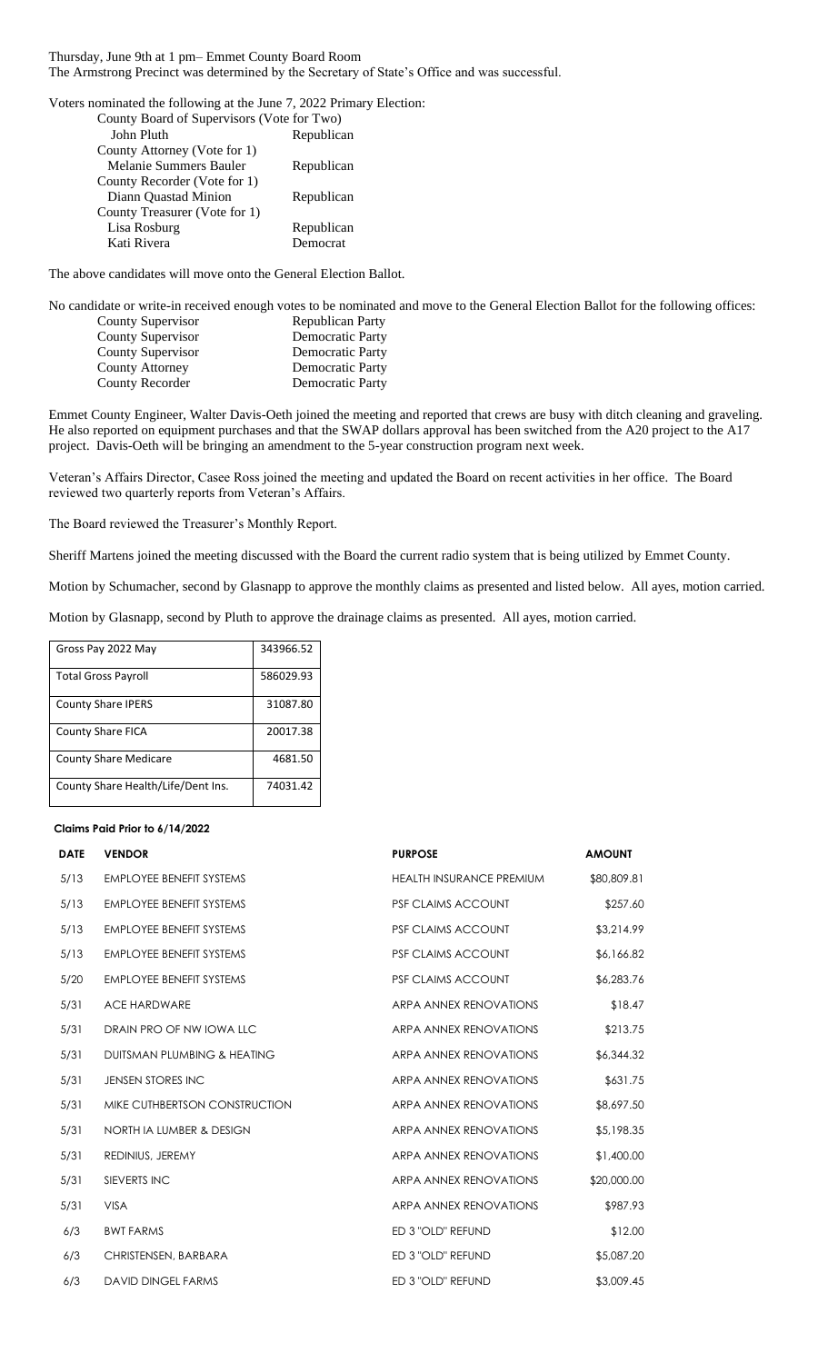Thursday, June 9th at 1 pm– Emmet County Board Room
The Armstrong Precinct was determined by the Secretary of State's Office and was successful.

Voters nominated the following at the June 7, 2022 Primary Election:

| | |
|---|---|
| County Board of Supervisors (Vote for Two) | |
| John Pluth | Republican |
| County Attorney (Vote for 1) | |
| Melanie Summers Bauler | Republican |
| County Recorder (Vote for 1) | |
| Diann Quastad Minion | Republican |
| County Treasurer (Vote for 1) | |
| Lisa Rosburg | Republican |
| Kati Rivera | Democrat |

The above candidates will move onto the General Election Ballot.

No candidate or write-in received enough votes to be nominated and move to the General Election Ballot for the following offices:

| | |
|---|---|
| County Supervisor | Republican Party |
| County Supervisor | Democratic Party |
| County Supervisor | Democratic Party |
| County Attorney | Democratic Party |
| County Recorder | Democratic Party |

Emmet County Engineer, Walter Davis-Oeth joined the meeting and reported that crews are busy with ditch cleaning and graveling. He also reported on equipment purchases and that the SWAP dollars approval has been switched from the A20 project to the A17 project. Davis-Oeth will be bringing an amendment to the 5-year construction program next week.

Veteran's Affairs Director, Casee Ross joined the meeting and updated the Board on recent activities in her office. The Board reviewed two quarterly reports from Veteran's Affairs.

The Board reviewed the Treasurer's Monthly Report.

Sheriff Martens joined the meeting discussed with the Board the current radio system that is being utilized by Emmet County.

Motion by Schumacher, second by Glasnapp to approve the monthly claims as presented and listed below. All ayes, motion carried.

Motion by Glasnapp, second by Pluth to approve the drainage claims as presented. All ayes, motion carried.

| | |
|---|---|
| Gross Pay 2022 May | 343966.52 |
| Total Gross Payroll | 586029.93 |
| County Share IPERS | 31087.80 |
| County Share FICA | 20017.38 |
| County Share Medicare | 4681.50 |
| County Share Health/Life/Dent Ins. | 74031.42 |

**Claims Paid Prior to 6/14/2022**

| DATE | VENDOR | PURPOSE | AMOUNT |
|---|---|---|---|
| 5/13 | EMPLOYEE BENEFIT SYSTEMS | HEALTH INSURANCE PREMIUM | $80,809.81 |
| 5/13 | EMPLOYEE BENEFIT SYSTEMS | PSF CLAIMS ACCOUNT | $257.60 |
| 5/13 | EMPLOYEE BENEFIT SYSTEMS | PSF CLAIMS ACCOUNT | $3,214.99 |
| 5/13 | EMPLOYEE BENEFIT SYSTEMS | PSF CLAIMS ACCOUNT | $6,166.82 |
| 5/20 | EMPLOYEE BENEFIT SYSTEMS | PSF CLAIMS ACCOUNT | $6,283.76 |
| 5/31 | ACE HARDWARE | ARPA ANNEX RENOVATIONS | $18.47 |
| 5/31 | DRAIN PRO OF NW IOWA LLC | ARPA ANNEX RENOVATIONS | $213.75 |
| 5/31 | DUITSMAN PLUMBING & HEATING | ARPA ANNEX RENOVATIONS | $6,344.32 |
| 5/31 | JENSEN STORES INC | ARPA ANNEX RENOVATIONS | $631.75 |
| 5/31 | MIKE CUTHBERTSON CONSTRUCTION | ARPA ANNEX RENOVATIONS | $8,697.50 |
| 5/31 | NORTH IA LUMBER & DESIGN | ARPA ANNEX RENOVATIONS | $5,198.35 |
| 5/31 | REDINIUS, JEREMY | ARPA ANNEX RENOVATIONS | $1,400.00 |
| 5/31 | SIEVERTS INC | ARPA ANNEX RENOVATIONS | $20,000.00 |
| 5/31 | VISA | ARPA ANNEX RENOVATIONS | $987.93 |
| 6/3 | BWT FARMS | ED 3 "OLD" REFUND | $12.00 |
| 6/3 | CHRISTENSEN, BARBARA | ED 3 "OLD" REFUND | $5,087.20 |
| 6/3 | DAVID DINGEL FARMS | ED 3 "OLD" REFUND | $3,009.45 |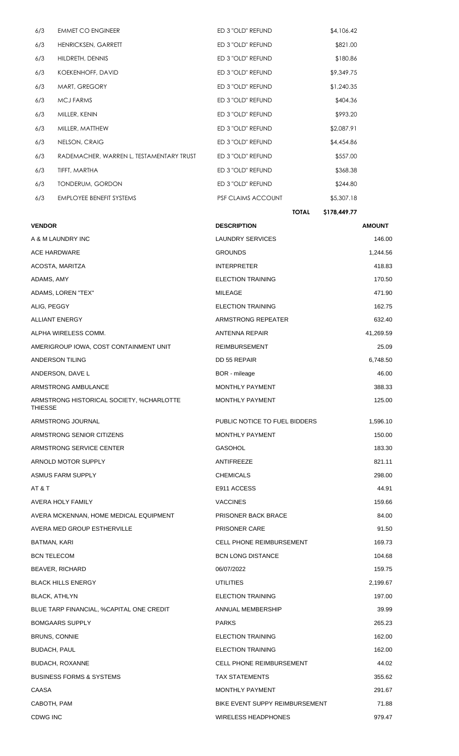| | | | |
|---|---|---|---|
| 6/3 | EMMET CO ENGINEER | ED 3 "OLD" REFUND | $4,106.42 |
| 6/3 | HENRICKSEN, GARRETT | ED 3 "OLD" REFUND | $821.00 |
| 6/3 | HILDRETH, DENNIS | ED 3 "OLD" REFUND | $180.86 |
| 6/3 | KOEKENHOFF, DAVID | ED 3 "OLD" REFUND | $9,349.75 |
| 6/3 | MART, GREGORY | ED 3 "OLD" REFUND | $1,240.35 |
| 6/3 | MCJ FARMS | ED 3 "OLD" REFUND | $404.36 |
| 6/3 | MILLER, KENIN | ED 3 "OLD" REFUND | $993.20 |
| 6/3 | MILLER, MATTHEW | ED 3 "OLD" REFUND | $2,087.91 |
| 6/3 | NELSON, CRAIG | ED 3 "OLD" REFUND | $4,454.86 |
| 6/3 | RADEMACHER, WARREN L, TESTAMENTARY TRUST | ED 3 "OLD" REFUND | $557.00 |
| 6/3 | TIFFT, MARTHA | ED 3 "OLD" REFUND | $368.38 |
| 6/3 | TONDERUM, GORDON | ED 3 "OLD" REFUND | $244.80 |
| 6/3 | EMPLOYEE BENEFIT SYSTEMS | PSF CLAIMS ACCOUNT | $5,307.18 |
| | | **TOTAL** | **$178,449.77** |

| VENDOR | DESCRIPTION | AMOUNT |
|---|---|---|
| A & M LAUNDRY INC | LAUNDRY SERVICES | 146.00 |
| ACE HARDWARE | GROUNDS | 1,244.56 |
| ACOSTA, MARITZA | INTERPRETER | 418.83 |
| ADAMS, AMY | ELECTION TRAINING | 170.50 |
| ADAMS, LOREN "TEX" | MILEAGE | 471.90 |
| ALIG, PEGGY | ELECTION TRAINING | 162.75 |
| ALLIANT ENERGY | ARMSTRONG REPEATER | 632.40 |
| ALPHA WIRELESS COMM. | ANTENNA REPAIR | 41,269.59 |
| AMERIGROUP IOWA, COST CONTAINMENT UNIT | REIMBURSEMENT | 25.09 |
| ANDERSON TILING | DD 55 REPAIR | 6,748.50 |
| ANDERSON, DAVE L | BOR - mileage | 46.00 |
| ARMSTRONG AMBULANCE | MONTHLY PAYMENT | 388.33 |
| ARMSTRONG HISTORICAL SOCIETY, %CHARLOTTE THIESSE | MONTHLY PAYMENT | 125.00 |
| ARMSTRONG JOURNAL | PUBLIC NOTICE TO FUEL BIDDERS | 1,596.10 |
| ARMSTRONG SENIOR CITIZENS | MONTHLY PAYMENT | 150.00 |
| ARMSTRONG SERVICE CENTER | GASOHOL | 183.30 |
| ARNOLD MOTOR SUPPLY | ANTIFREEZE | 821.11 |
| ASMUS FARM SUPPLY | CHEMICALS | 298.00 |
| AT & T | E911 ACCESS | 44.91 |
| AVERA HOLY FAMILY | VACCINES | 159.66 |
| AVERA MCKENNAN, HOME MEDICAL EQUIPMENT | PRISONER BACK BRACE | 84.00 |
| AVERA MED GROUP ESTHERVILLE | PRISONER CARE | 91.50 |
| BATMAN, KARI | CELL PHONE REIMBURSEMENT | 169.73 |
| BCN TELECOM | BCN LONG DISTANCE | 104.68 |
| BEAVER, RICHARD | 06/07/2022 | 159.75 |
| BLACK HILLS ENERGY | UTILITIES | 2,199.67 |
| BLACK, ATHLYN | ELECTION TRAINING | 197.00 |
| BLUE TARP FINANCIAL, %CAPITAL ONE CREDIT | ANNUAL MEMBERSHIP | 39.99 |
| BOMGAARS SUPPLY | PARKS | 265.23 |
| BRUNS, CONNIE | ELECTION TRAINING | 162.00 |
| BUDACH, PAUL | ELECTION TRAINING | 162.00 |
| BUDACH, ROXANNE | CELL PHONE REIMBURSEMENT | 44.02 |
| BUSINESS FORMS & SYSTEMS | TAX STATEMENTS | 355.62 |
| CAASA | MONTHLY PAYMENT | 291.67 |
| CABOTH, PAM | BIKE EVENT SUPPY REIMBURSEMENT | 71.88 |
| CDWG INC | WIRELESS HEADPHONES | 979.47 |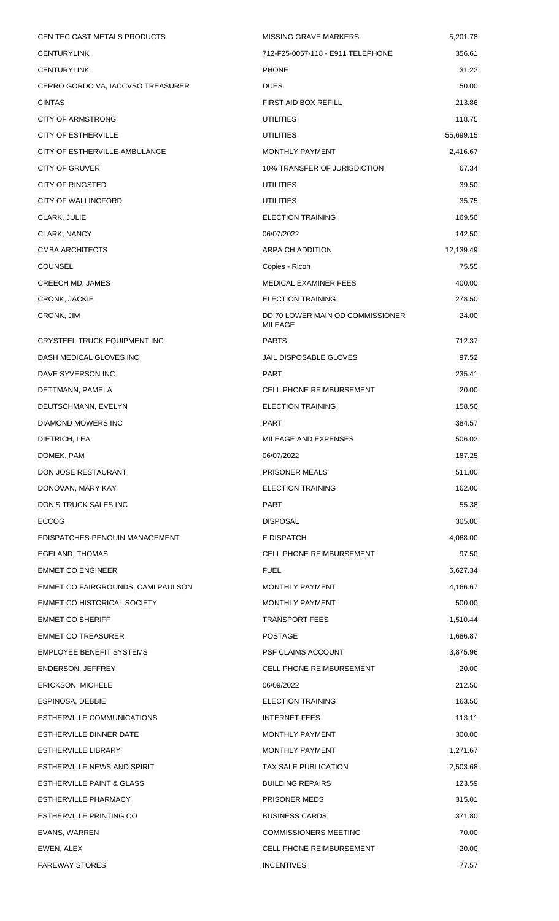| | | |
|---|---|---|
| CEN TEC CAST METALS PRODUCTS | MISSING GRAVE MARKERS | 5,201.78 |
| CENTURYLINK | 712-F25-0057-118 - E911 TELEPHONE | 356.61 |
| CENTURYLINK | PHONE | 31.22 |
| CERRO GORDO VA, IACCVSO TREASURER | DUES | 50.00 |
| CINTAS | FIRST AID BOX REFILL | 213.86 |
| CITY OF ARMSTRONG | UTILITIES | 118.75 |
| CITY OF ESTHERVILLE | UTILITIES | 55,699.15 |
| CITY OF ESTHERVILLE-AMBULANCE | MONTHLY PAYMENT | 2,416.67 |
| CITY OF GRUVER | 10% TRANSFER OF JURISDICTION | 67.34 |
| CITY OF RINGSTED | UTILITIES | 39.50 |
| CITY OF WALLINGFORD | UTILITIES | 35.75 |
| CLARK, JULIE | ELECTION TRAINING | 169.50 |
| CLARK, NANCY | 06/07/2022 | 142.50 |
| CMBA ARCHITECTS | ARPA CH ADDITION | 12,139.49 |
| COUNSEL | Copies - Ricoh | 75.55 |
| CREECH MD, JAMES | MEDICAL EXAMINER FEES | 400.00 |
| CRONK, JACKIE | ELECTION TRAINING | 278.50 |
| CRONK, JIM | DD 70 LOWER MAIN OD COMMISSIONER MILEAGE | 24.00 |
| CRYSTEEL TRUCK EQUIPMENT INC | PARTS | 712.37 |
| DASH MEDICAL GLOVES INC | JAIL DISPOSABLE GLOVES | 97.52 |
| DAVE SYVERSON INC | PART | 235.41 |
| DETTMANN, PAMELA | CELL PHONE REIMBURSEMENT | 20.00 |
| DEUTSCHMANN, EVELYN | ELECTION TRAINING | 158.50 |
| DIAMOND MOWERS INC | PART | 384.57 |
| DIETRICH, LEA | MILEAGE AND EXPENSES | 506.02 |
| DOMEK, PAM | 06/07/2022 | 187.25 |
| DON JOSE RESTAURANT | PRISONER MEALS | 511.00 |
| DONOVAN, MARY KAY | ELECTION TRAINING | 162.00 |
| DON'S TRUCK SALES INC | PART | 55.38 |
| ECCOG | DISPOSAL | 305.00 |
| EDISPATCHES-PENGUIN MANAGEMENT | E DISPATCH | 4,068.00 |
| EGELAND, THOMAS | CELL PHONE REIMBURSEMENT | 97.50 |
| EMMET CO ENGINEER | FUEL | 6,627.34 |
| EMMET CO FAIRGROUNDS, CAMI PAULSON | MONTHLY PAYMENT | 4,166.67 |
| EMMET CO HISTORICAL SOCIETY | MONTHLY PAYMENT | 500.00 |
| EMMET CO SHERIFF | TRANSPORT FEES | 1,510.44 |
| EMMET CO TREASURER | POSTAGE | 1,686.87 |
| EMPLOYEE BENEFIT SYSTEMS | PSF CLAIMS ACCOUNT | 3,875.96 |
| ENDERSON, JEFFREY | CELL PHONE REIMBURSEMENT | 20.00 |
| ERICKSON, MICHELE | 06/09/2022 | 212.50 |
| ESPINOSA, DEBBIE | ELECTION TRAINING | 163.50 |
| ESTHERVILLE COMMUNICATIONS | INTERNET FEES | 113.11 |
| ESTHERVILLE DINNER DATE | MONTHLY PAYMENT | 300.00 |
| ESTHERVILLE LIBRARY | MONTHLY PAYMENT | 1,271.67 |
| ESTHERVILLE NEWS AND SPIRIT | TAX SALE PUBLICATION | 2,503.68 |
| ESTHERVILLE PAINT & GLASS | BUILDING REPAIRS | 123.59 |
| ESTHERVILLE PHARMACY | PRISONER MEDS | 315.01 |
| ESTHERVILLE PRINTING CO | BUSINESS CARDS | 371.80 |
| EVANS, WARREN | COMMISSIONERS MEETING | 70.00 |
| EWEN, ALEX | CELL PHONE REIMBURSEMENT | 20.00 |
| FAREWAY STORES | INCENTIVES | 77.57 |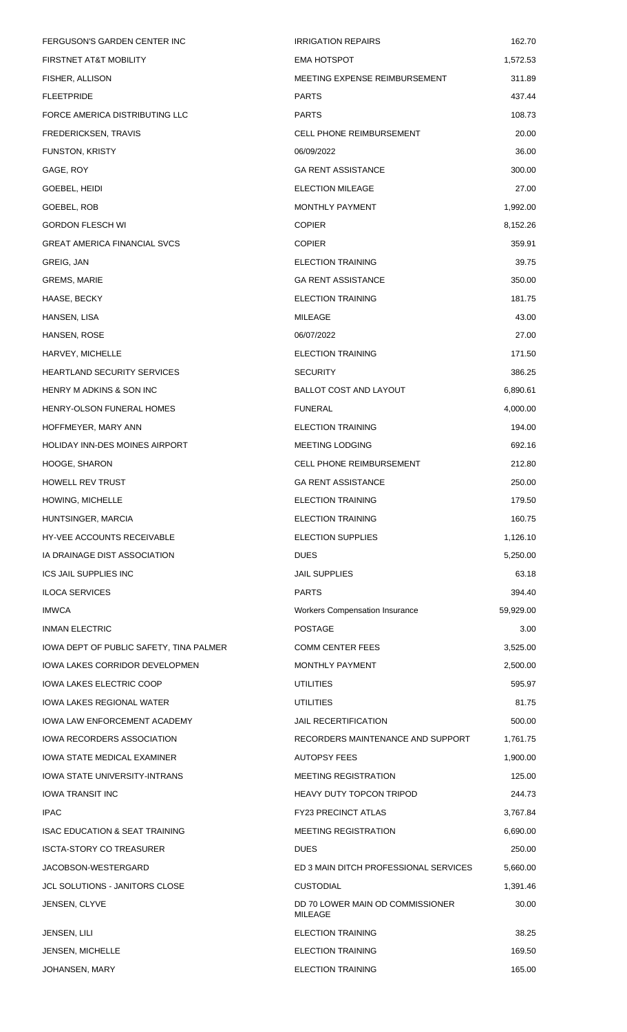| | | |
|---|---|---|
| FERGUSON'S GARDEN CENTER INC | IRRIGATION REPAIRS | 162.70 |
| FIRSTNET AT&T MOBILITY | EMA HOTSPOT | 1,572.53 |
| FISHER, ALLISON | MEETING EXPENSE REIMBURSEMENT | 311.89 |
| FLEETPRIDE | PARTS | 437.44 |
| FORCE AMERICA DISTRIBUTING LLC | PARTS | 108.73 |
| FREDERICKSEN, TRAVIS | CELL PHONE REIMBURSEMENT | 20.00 |
| FUNSTON, KRISTY | 06/09/2022 | 36.00 |
| GAGE, ROY | GA RENT ASSISTANCE | 300.00 |
| GOEBEL, HEIDI | ELECTION MILEAGE | 27.00 |
| GOEBEL, ROB | MONTHLY PAYMENT | 1,992.00 |
| GORDON FLESCH WI | COPIER | 8,152.26 |
| GREAT AMERICA FINANCIAL SVCS | COPIER | 359.91 |
| GREIG, JAN | ELECTION TRAINING | 39.75 |
| GREMS, MARIE | GA RENT ASSISTANCE | 350.00 |
| HAASE, BECKY | ELECTION TRAINING | 181.75 |
| HANSEN, LISA | MILEAGE | 43.00 |
| HANSEN, ROSE | 06/07/2022 | 27.00 |
| HARVEY, MICHELLE | ELECTION TRAINING | 171.50 |
| HEARTLAND SECURITY SERVICES | SECURITY | 386.25 |
| HENRY M ADKINS & SON INC | BALLOT COST AND LAYOUT | 6,890.61 |
| HENRY-OLSON FUNERAL HOMES | FUNERAL | 4,000.00 |
| HOFFMEYER, MARY ANN | ELECTION TRAINING | 194.00 |
| HOLIDAY INN-DES MOINES AIRPORT | MEETING LODGING | 692.16 |
| HOOGE, SHARON | CELL PHONE REIMBURSEMENT | 212.80 |
| HOWELL REV TRUST | GA RENT ASSISTANCE | 250.00 |
| HOWING, MICHELLE | ELECTION TRAINING | 179.50 |
| HUNTSINGER, MARCIA | ELECTION TRAINING | 160.75 |
| HY-VEE ACCOUNTS RECEIVABLE | ELECTION SUPPLIES | 1,126.10 |
| IA DRAINAGE DIST ASSOCIATION | DUES | 5,250.00 |
| ICS JAIL SUPPLIES INC | JAIL SUPPLIES | 63.18 |
| ILOCA SERVICES | PARTS | 394.40 |
| IMWCA | Workers Compensation Insurance | 59,929.00 |
| INMAN ELECTRIC | POSTAGE | 3.00 |
| IOWA DEPT OF PUBLIC SAFETY, TINA PALMER | COMM CENTER FEES | 3,525.00 |
| IOWA LAKES CORRIDOR DEVELOPMEN | MONTHLY PAYMENT | 2,500.00 |
| IOWA LAKES ELECTRIC COOP | UTILITIES | 595.97 |
| IOWA LAKES REGIONAL WATER | UTILITIES | 81.75 |
| IOWA LAW ENFORCEMENT ACADEMY | JAIL RECERTIFICATION | 500.00 |
| IOWA RECORDERS ASSOCIATION | RECORDERS MAINTENANCE AND SUPPORT | 1,761.75 |
| IOWA STATE MEDICAL EXAMINER | AUTOPSY FEES | 1,900.00 |
| IOWA STATE UNIVERSITY-INTRANS | MEETING REGISTRATION | 125.00 |
| IOWA TRANSIT INC | HEAVY DUTY TOPCON TRIPOD | 244.73 |
| IPAC | FY23 PRECINCT ATLAS | 3,767.84 |
| ISAC EDUCATION & SEAT TRAINING | MEETING REGISTRATION | 6,690.00 |
| ISCTA-STORY CO TREASURER | DUES | 250.00 |
| JACOBSON-WESTERGARD | ED 3 MAIN DITCH PROFESSIONAL SERVICES | 5,660.00 |
| JCL SOLUTIONS - JANITORS CLOSE | CUSTODIAL | 1,391.46 |
| JENSEN, CLYVE | DD 70 LOWER MAIN OD COMMISSIONER MILEAGE | 30.00 |
| JENSEN, LILI | ELECTION TRAINING | 38.25 |
| JENSEN, MICHELLE | ELECTION TRAINING | 169.50 |
| JOHANSEN, MARY | ELECTION TRAINING | 165.00 |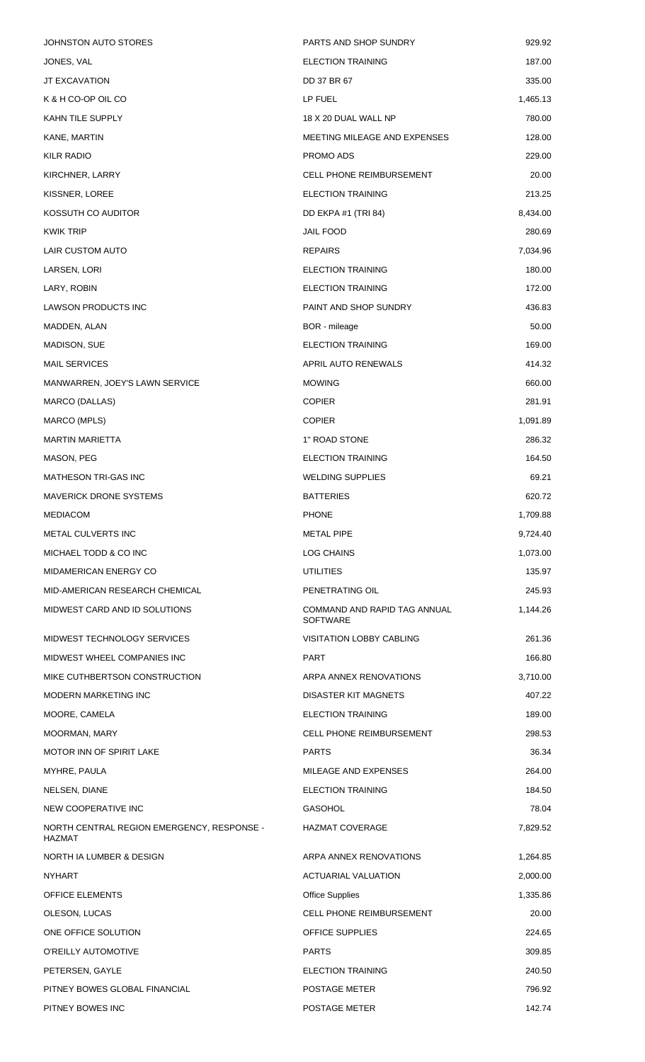| | | |
|---|---|---|
| JOHNSTON AUTO STORES | PARTS AND SHOP SUNDRY | 929.92 |
| JONES, VAL | ELECTION TRAINING | 187.00 |
| JT EXCAVATION | DD 37 BR 67 | 335.00 |
| K & H CO-OP OIL CO | LP FUEL | 1,465.13 |
| KAHN TILE SUPPLY | 18 X 20 DUAL WALL NP | 780.00 |
| KANE, MARTIN | MEETING MILEAGE AND EXPENSES | 128.00 |
| KILR RADIO | PROMO ADS | 229.00 |
| KIRCHNER, LARRY | CELL PHONE REIMBURSEMENT | 20.00 |
| KISSNER, LOREE | ELECTION TRAINING | 213.25 |
| KOSSUTH CO AUDITOR | DD EKPA #1 (TRI 84) | 8,434.00 |
| KWIK TRIP | JAIL FOOD | 280.69 |
| LAIR CUSTOM AUTO | REPAIRS | 7,034.96 |
| LARSEN, LORI | ELECTION TRAINING | 180.00 |
| LARY, ROBIN | ELECTION TRAINING | 172.00 |
| LAWSON PRODUCTS INC | PAINT AND SHOP SUNDRY | 436.83 |
| MADDEN, ALAN | BOR - mileage | 50.00 |
| MADISON, SUE | ELECTION TRAINING | 169.00 |
| MAIL SERVICES | APRIL AUTO RENEWALS | 414.32 |
| MANWARREN, JOEY'S LAWN SERVICE | MOWING | 660.00 |
| MARCO (DALLAS) | COPIER | 281.91 |
| MARCO (MPLS) | COPIER | 1,091.89 |
| MARTIN MARIETTA | 1" ROAD STONE | 286.32 |
| MASON, PEG | ELECTION TRAINING | 164.50 |
| MATHESON TRI-GAS INC | WELDING SUPPLIES | 69.21 |
| MAVERICK DRONE SYSTEMS | BATTERIES | 620.72 |
| MEDIACOM | PHONE | 1,709.88 |
| METAL CULVERTS INC | METAL PIPE | 9,724.40 |
| MICHAEL TODD & CO INC | LOG CHAINS | 1,073.00 |
| MIDAMERICAN ENERGY CO | UTILITIES | 135.97 |
| MID-AMERICAN RESEARCH CHEMICAL | PENETRATING OIL | 245.93 |
| MIDWEST CARD AND ID SOLUTIONS | COMMAND AND RAPID TAG ANNUAL SOFTWARE | 1,144.26 |
| MIDWEST TECHNOLOGY SERVICES | VISITATION LOBBY CABLING | 261.36 |
| MIDWEST WHEEL COMPANIES INC | PART | 166.80 |
| MIKE CUTHBERTSON CONSTRUCTION | ARPA ANNEX RENOVATIONS | 3,710.00 |
| MODERN MARKETING INC | DISASTER KIT MAGNETS | 407.22 |
| MOORE, CAMELA | ELECTION TRAINING | 189.00 |
| MOORMAN, MARY | CELL PHONE REIMBURSEMENT | 298.53 |
| MOTOR INN OF SPIRIT LAKE | PARTS | 36.34 |
| MYHRE, PAULA | MILEAGE AND EXPENSES | 264.00 |
| NELSEN, DIANE | ELECTION TRAINING | 184.50 |
| NEW COOPERATIVE INC | GASOHOL | 78.04 |
| NORTH CENTRAL REGION EMERGENCY, RESPONSE - HAZMAT | HAZMAT COVERAGE | 7,829.52 |
| NORTH IA LUMBER & DESIGN | ARPA ANNEX RENOVATIONS | 1,264.85 |
| NYHART | ACTUARIAL VALUATION | 2,000.00 |
| OFFICE ELEMENTS | Office Supplies | 1,335.86 |
| OLESON, LUCAS | CELL PHONE REIMBURSEMENT | 20.00 |
| ONE OFFICE SOLUTION | OFFICE SUPPLIES | 224.65 |
| O'REILLY AUTOMOTIVE | PARTS | 309.85 |
| PETERSEN, GAYLE | ELECTION TRAINING | 240.50 |
| PITNEY BOWES GLOBAL FINANCIAL | POSTAGE METER | 796.92 |
| PITNEY BOWES INC | POSTAGE METER | 142.74 |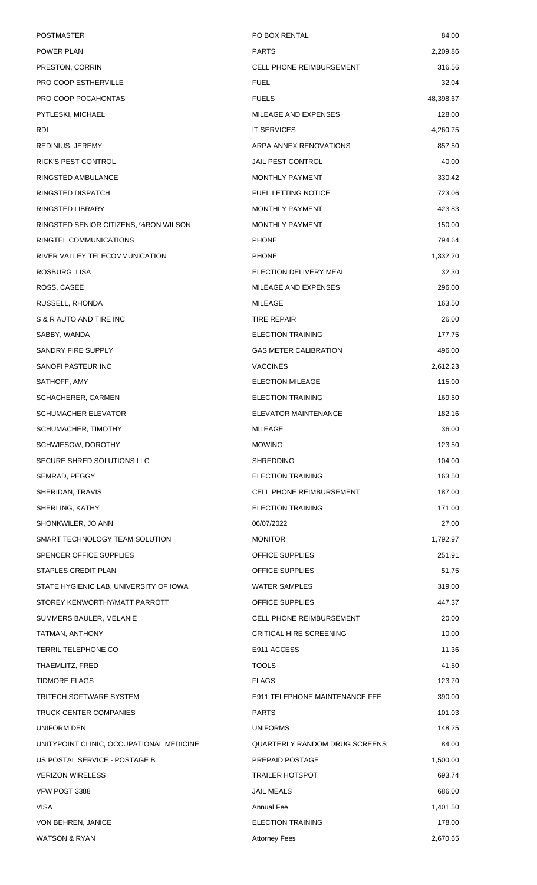| | | |
|---|---|---|
| POSTMASTER | PO BOX RENTAL | 84.00 |
| POWER PLAN | PARTS | 2,209.86 |
| PRESTON, CORRIN | CELL PHONE REIMBURSEMENT | 316.56 |
| PRO COOP ESTHERVILLE | FUEL | 32.04 |
| PRO COOP POCAHONTAS | FUELS | 48,398.67 |
| PYTLESKI, MICHAEL | MILEAGE AND EXPENSES | 128.00 |
| RDI | IT SERVICES | 4,260.75 |
| REDINIUS, JEREMY | ARPA ANNEX RENOVATIONS | 857.50 |
| RICK'S PEST CONTROL | JAIL PEST CONTROL | 40.00 |
| RINGSTED AMBULANCE | MONTHLY PAYMENT | 330.42 |
| RINGSTED DISPATCH | FUEL LETTING NOTICE | 723.06 |
| RINGSTED LIBRARY | MONTHLY PAYMENT | 423.83 |
| RINGSTED SENIOR CITIZENS, %RON WILSON | MONTHLY PAYMENT | 150.00 |
| RINGTEL COMMUNICATIONS | PHONE | 794.64 |
| RIVER VALLEY TELECOMMUNICATION | PHONE | 1,332.20 |
| ROSBURG, LISA | ELECTION DELIVERY MEAL | 32.30 |
| ROSS, CASEE | MILEAGE AND EXPENSES | 296.00 |
| RUSSELL, RHONDA | MILEAGE | 163.50 |
| S & R AUTO AND TIRE INC | TIRE REPAIR | 26.00 |
| SABBY, WANDA | ELECTION TRAINING | 177.75 |
| SANDRY FIRE SUPPLY | GAS METER CALIBRATION | 496.00 |
| SANOFI PASTEUR INC | VACCINES | 2,612.23 |
| SATHOFF, AMY | ELECTION MILEAGE | 115.00 |
| SCHACHERER, CARMEN | ELECTION TRAINING | 169.50 |
| SCHUMACHER ELEVATOR | ELEVATOR MAINTENANCE | 182.16 |
| SCHUMACHER, TIMOTHY | MILEAGE | 36.00 |
| SCHWIESOW, DOROTHY | MOWING | 123.50 |
| SECURE SHRED SOLUTIONS LLC | SHREDDING | 104.00 |
| SEMRAD, PEGGY | ELECTION TRAINING | 163.50 |
| SHERIDAN, TRAVIS | CELL PHONE REIMBURSEMENT | 187.00 |
| SHERLING, KATHY | ELECTION TRAINING | 171.00 |
| SHONKWILER, JO ANN | 06/07/2022 | 27.00 |
| SMART TECHNOLOGY TEAM SOLUTION | MONITOR | 1,792.97 |
| SPENCER OFFICE SUPPLIES | OFFICE SUPPLIES | 251.91 |
| STAPLES CREDIT PLAN | OFFICE SUPPLIES | 51.75 |
| STATE HYGIENIC LAB, UNIVERSITY OF IOWA | WATER SAMPLES | 319.00 |
| STOREY KENWORTHY/MATT PARROTT | OFFICE SUPPLIES | 447.37 |
| SUMMERS BAULER, MELANIE | CELL PHONE REIMBURSEMENT | 20.00 |
| TATMAN, ANTHONY | CRITICAL HIRE SCREENING | 10.00 |
| TERRIL TELEPHONE CO | E911 ACCESS | 11.36 |
| THAEMLITZ, FRED | TOOLS | 41.50 |
| TIDMORE FLAGS | FLAGS | 123.70 |
| TRITECH SOFTWARE SYSTEM | E911 TELEPHONE MAINTENANCE FEE | 390.00 |
| TRUCK CENTER COMPANIES | PARTS | 101.03 |
| UNIFORM DEN | UNIFORMS | 148.25 |
| UNITYPOINT CLINIC, OCCUPATIONAL MEDICINE | QUARTERLY RANDOM DRUG SCREENS | 84.00 |
| US POSTAL SERVICE - POSTAGE B | PREPAID POSTAGE | 1,500.00 |
| VERIZON WIRELESS | TRAILER HOTSPOT | 693.74 |
| VFW POST 3388 | JAIL MEALS | 686.00 |
| VISA | Annual Fee | 1,401.50 |
| VON BEHREN, JANICE | ELECTION TRAINING | 178.00 |
| WATSON & RYAN | Attorney Fees | 2,670.65 |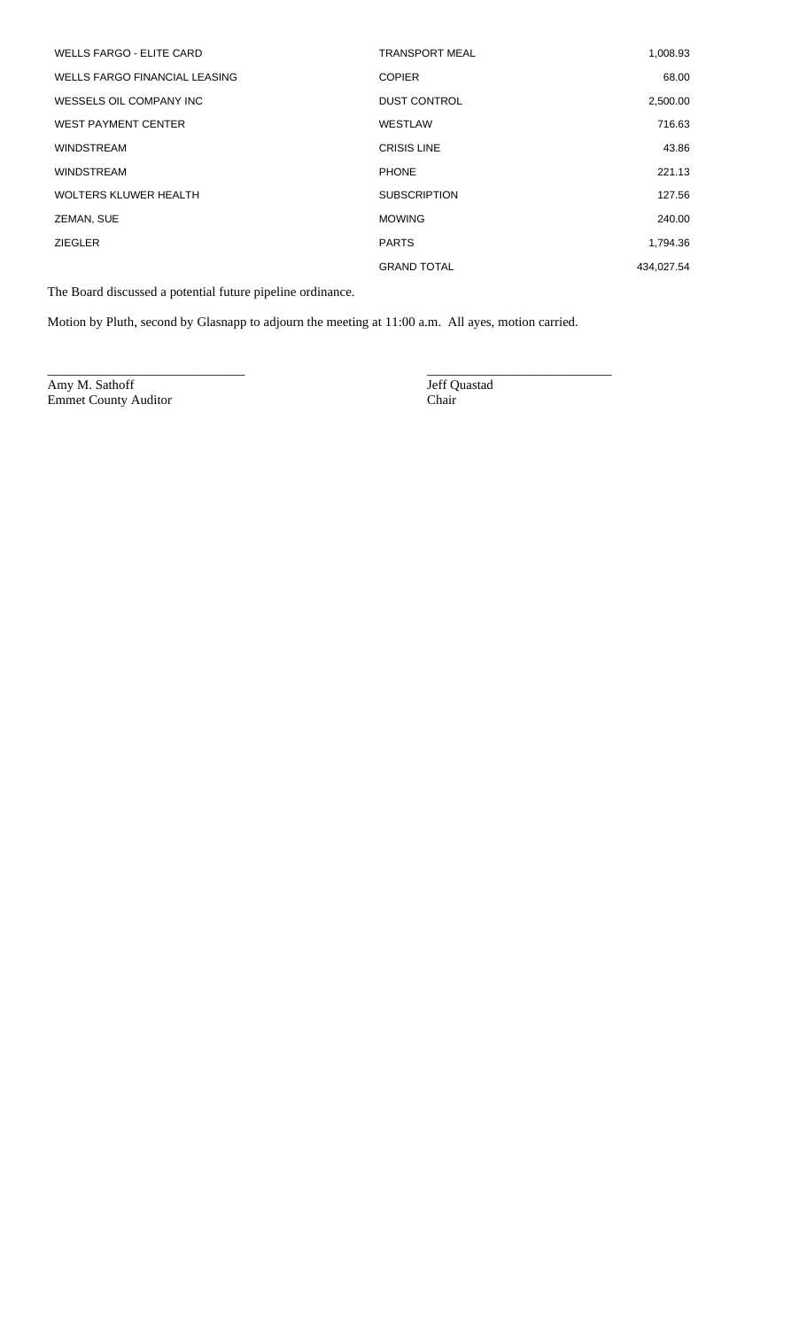| | | |
|---|---|---|
| WELLS FARGO - ELITE CARD | TRANSPORT MEAL | 1,008.93 |
| WELLS FARGO FINANCIAL LEASING | COPIER | 68.00 |
| WESSELS OIL COMPANY INC | DUST CONTROL | 2,500.00 |
| WEST PAYMENT CENTER | WESTLAW | 716.63 |
| WINDSTREAM | CRISIS LINE | 43.86 |
| WINDSTREAM | PHONE | 221.13 |
| WOLTERS KLUWER HEALTH | SUBSCRIPTION | 127.56 |
| ZEMAN, SUE | MOWING | 240.00 |
| ZIEGLER | PARTS | 1,794.36 |
| | GRAND TOTAL | 434,027.54 |

The Board discussed a potential future pipeline ordinance.

Motion by Pluth, second by Glasnapp to adjourn the meeting at 11:00 a.m. All ayes, motion carried.

\_\_\_\_\_\_\_\_\_\_\_\_\_\_\_\_\_\_\_\_\_\_\_\_\_\_\_\_\_\_
Amy M. Sathoff
Emmet County Auditor

\_\_\_\_\_\_\_\_\_\_\_\_\_\_\_\_\_\_\_\_\_\_\_\_\_\_\_\_\_\_
Jeff Quastad
Chair